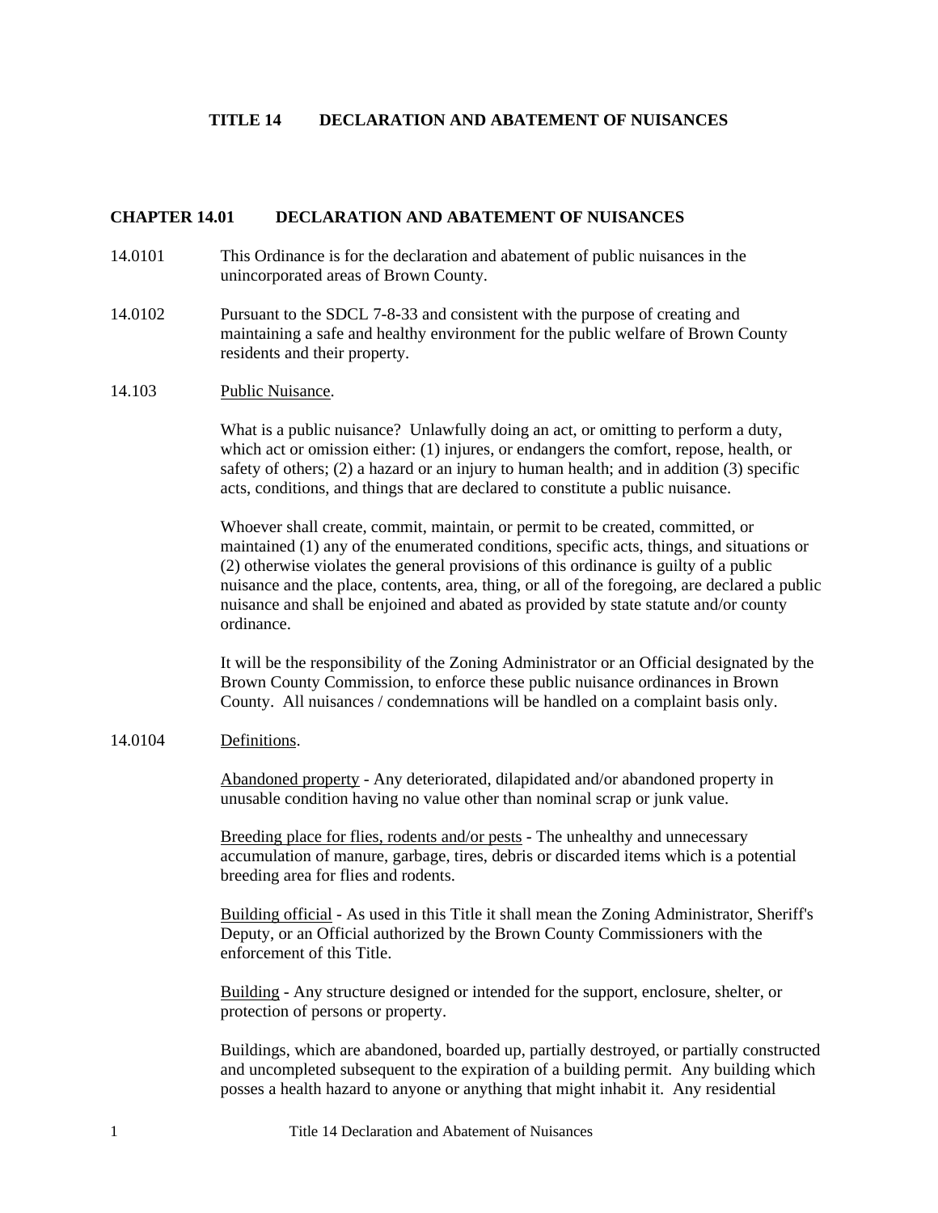# TITLE 14 DECLARATION AND ABATEMENT OF NUISANCES

## CHAPTER 14.01 DECLARATION AND ABATEMENT OF NUISANCES

14.0101 This Ordinance is for the declaration and abatement of public nuisances in the unincorporated areas of Brown County.

14.0102 Pursuant to the SDCL 7-8-33 and consistent with the purpose of creating and maintaining a safe and healthy environment for the public welfare of Brown County residents and their property.

14.103 Public Nuisance.

What is a public nuisance? Unlawfully doing an act, or omitting to perform a duty, which act or omission either: (1) injures, or endangers the comfort, repose, health, or safety of others; (2) a hazard or an injury to human health; and in addition (3) specific acts, conditions, and things that are declared to constitute a public nuisance.

Whoever shall create, commit, maintain, or permit to be created, committed, or maintained (1) any of the enumerated conditions, specific acts, things, and situations or (2) otherwise violates the general provisions of this ordinance is guilty of a public nuisance and the place, contents, area, thing, or all of the foregoing, are declared a public nuisance and shall be enjoined and abated as provided by state statute and/or county ordinance.

It will be the responsibility of the Zoning Administrator or an Official designated by the Brown County Commission, to enforce these public nuisance ordinances in Brown County. All nuisances / condemnations will be handled on a complaint basis only.

14.0104 Definitions.

Abandoned property - Any deteriorated, dilapidated and/or abandoned property in unusable condition having no value other than nominal scrap or junk value.

Breeding place for flies, rodents and/or pests - The unhealthy and unnecessary accumulation of manure, garbage, tires, debris or discarded items which is a potential breeding area for flies and rodents.

Building official - As used in this Title it shall mean the Zoning Administrator, Sheriff's Deputy, or an Official authorized by the Brown County Commissioners with the enforcement of this Title.

Building - Any structure designed or intended for the support, enclosure, shelter, or protection of persons or property.

Buildings, which are abandoned, boarded up, partially destroyed, or partially constructed and uncompleted subsequent to the expiration of a building permit. Any building which posses a health hazard to anyone or anything that might inhabit it. Any residential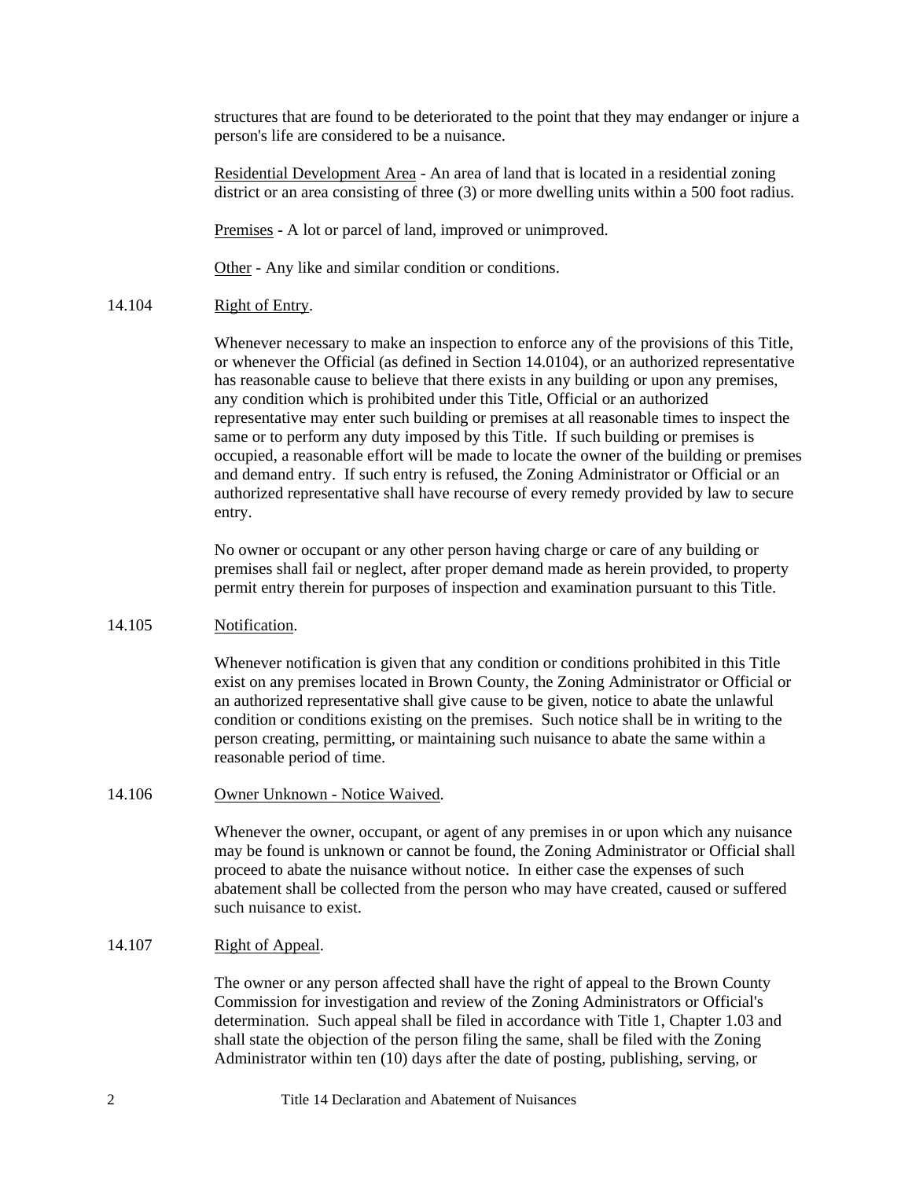structures that are found to be deteriorated to the point that they may endanger or injure a person's life are considered to be a nuisance.

Residential Development Area - An area of land that is located in a residential zoning district or an area consisting of three (3) or more dwelling units within a 500 foot radius.

Premises - A lot or parcel of land, improved or unimproved.

Other - Any like and similar condition or conditions.

14.104 Right of Entry.

Whenever necessary to make an inspection to enforce any of the provisions of this Title, or whenever the Official (as defined in Section 14.0104), or an authorized representative has reasonable cause to believe that there exists in any building or upon any premises, any condition which is prohibited under this Title, Official or an authorized representative may enter such building or premises at all reasonable times to inspect the same or to perform any duty imposed by this Title. If such building or premises is occupied, a reasonable effort will be made to locate the owner of the building or premises and demand entry. If such entry is refused, the Zoning Administrator or Official or an authorized representative shall have recourse of every remedy provided by law to secure entry.

No owner or occupant or any other person having charge or care of any building or premises shall fail or neglect, after proper demand made as herein provided, to property permit entry therein for purposes of inspection and examination pursuant to this Title.

14.105 Notification.

Whenever notification is given that any condition or conditions prohibited in this Title exist on any premises located in Brown County, the Zoning Administrator or Official or an authorized representative shall give cause to be given, notice to abate the unlawful condition or conditions existing on the premises. Such notice shall be in writing to the person creating, permitting, or maintaining such nuisance to abate the same within a reasonable period of time.

14.106 Owner Unknown - Notice Waived.

Whenever the owner, occupant, or agent of any premises in or upon which any nuisance may be found is unknown or cannot be found, the Zoning Administrator or Official shall proceed to abate the nuisance without notice. In either case the expenses of such abatement shall be collected from the person who may have created, caused or suffered such nuisance to exist.

14.107 Right of Appeal.

The owner or any person affected shall have the right of appeal to the Brown County Commission for investigation and review of the Zoning Administrators or Official's determination. Such appeal shall be filed in accordance with Title 1, Chapter 1.03 and shall state the objection of the person filing the same, shall be filed with the Zoning Administrator within ten (10) days after the date of posting, publishing, serving, or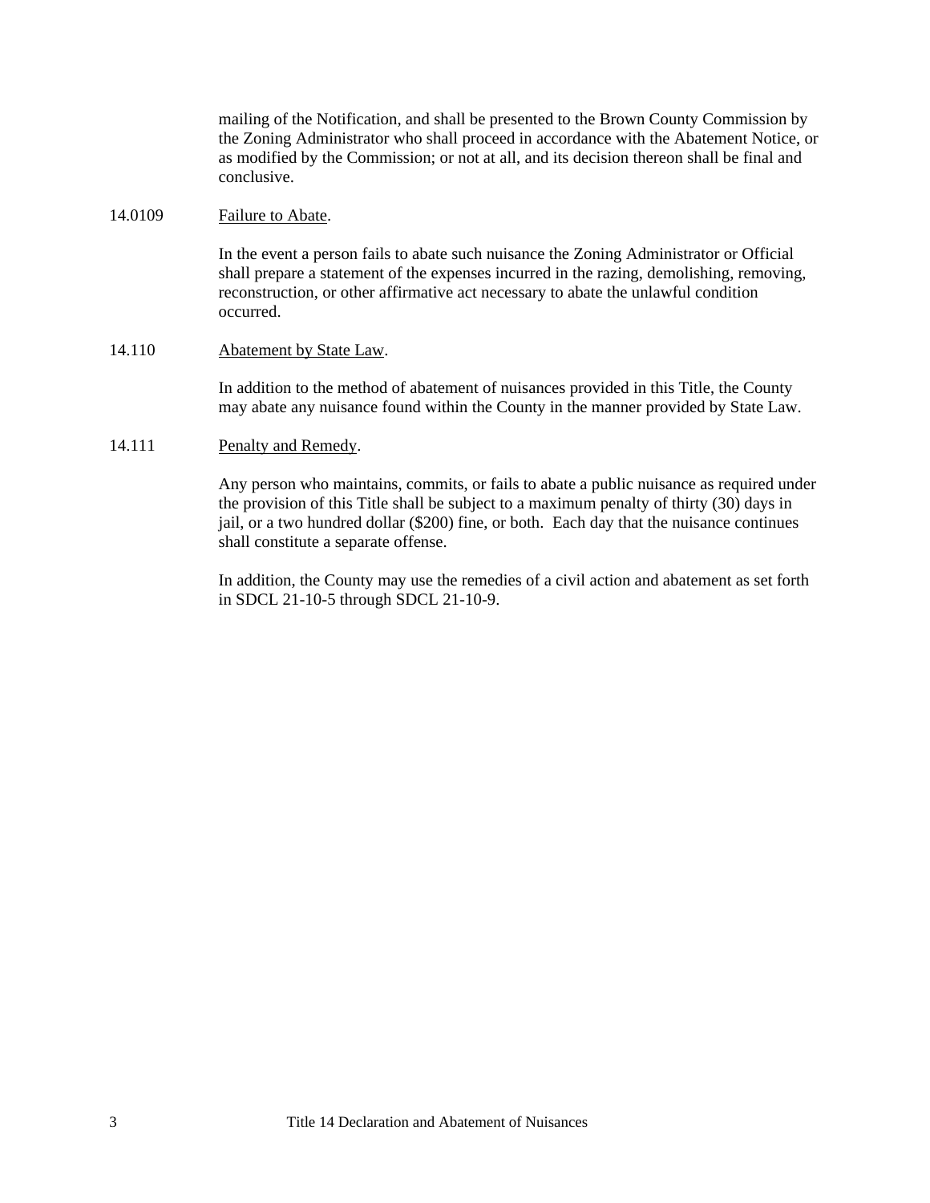mailing of the Notification, and shall be presented to the Brown County Commission by the Zoning Administrator who shall proceed in accordance with the Abatement Notice, or as modified by the Commission; or not at all, and its decision thereon shall be final and conclusive.

14.0109 Failure to Abate.

In the event a person fails to abate such nuisance the Zoning Administrator or Official shall prepare a statement of the expenses incurred in the razing, demolishing, removing, reconstruction, or other affirmative act necessary to abate the unlawful condition occurred.

14.110 Abatement by State Law.

In addition to the method of abatement of nuisances provided in this Title, the County may abate any nuisance found within the County in the manner provided by State Law.

14.111 Penalty and Remedy.

Any person who maintains, commits, or fails to abate a public nuisance as required under the provision of this Title shall be subject to a maximum penalty of thirty (30) days in jail, or a two hundred dollar ($200) fine, or both. Each day that the nuisance continues shall constitute a separate offense.

In addition, the County may use the remedies of a civil action and abatement as set forth in SDCL 21-10-5 through SDCL 21-10-9.